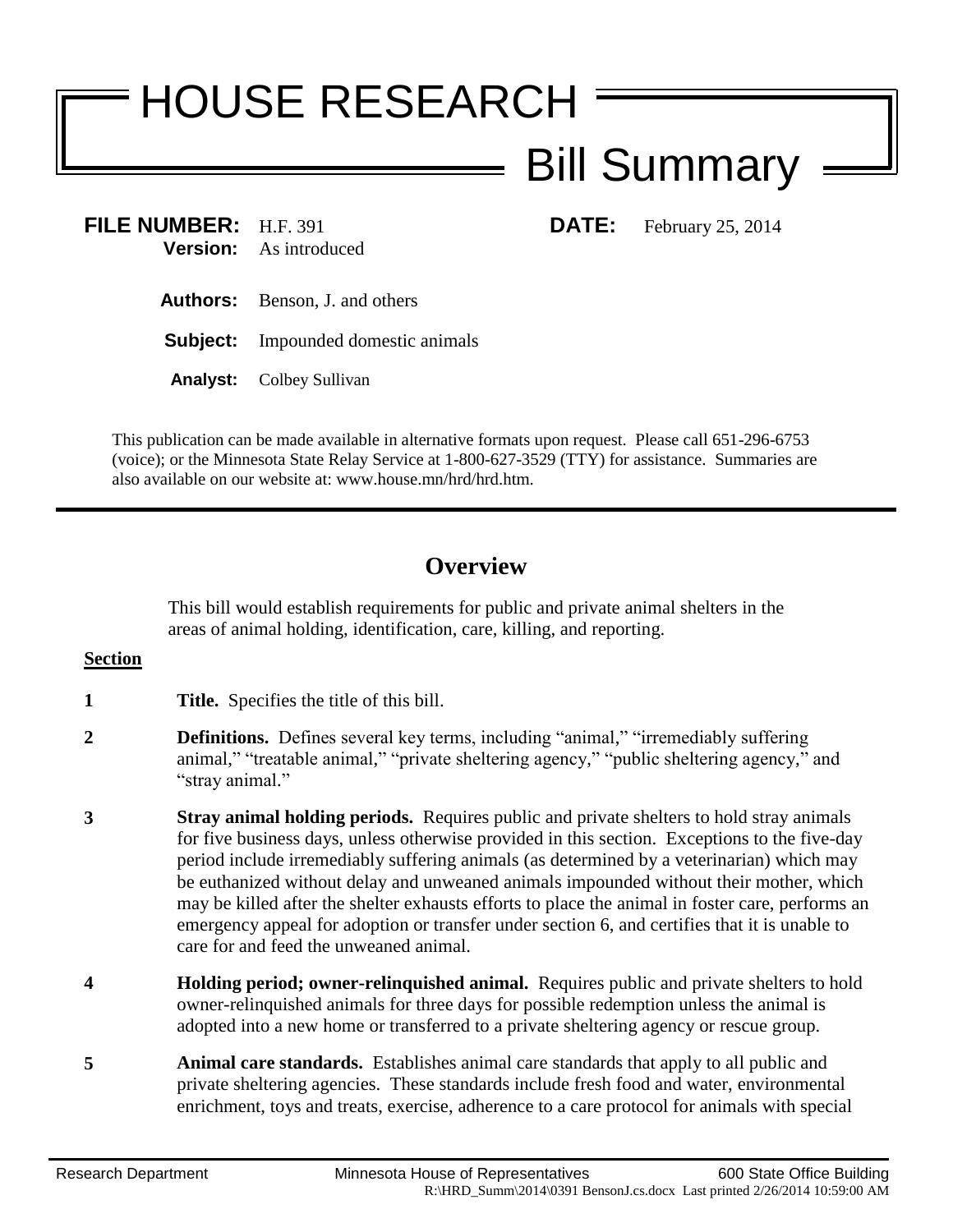# HOUSE RESEARCH

## Bill Summary

**FILE NUMBER:** H.F. 391 **DATE:** February 25, 2014
**Version:** As introduced

**Authors:** Benson, J. and others

**Subject:** Impounded domestic animals

**Analyst:** Colbey Sullivan

This publication can be made available in alternative formats upon request. Please call 651-296-6753 (voice); or the Minnesota State Relay Service at 1-800-627-3529 (TTY) for assistance. Summaries are also available on our website at: www.house.mn/hrd/hrd.htm.

---

## Overview

This bill would establish requirements for public and private animal shelters in the areas of animal holding, identification, care, killing, and reporting.

**Section**

**1** **Title.** Specifies the title of this bill.

**2** **Definitions.** Defines several key terms, including "animal," "irremediably suffering animal," "treatable animal," "private sheltering agency," "public sheltering agency," and "stray animal."

**3** **Stray animal holding periods.** Requires public and private shelters to hold stray animals for five business days, unless otherwise provided in this section. Exceptions to the five-day period include irremediably suffering animals (as determined by a veterinarian) which may be euthanized without delay and unweaned animals impounded without their mother, which may be killed after the shelter exhausts efforts to place the animal in foster care, performs an emergency appeal for adoption or transfer under section 6, and certifies that it is unable to care for and feed the unweaned animal.

**4** **Holding period; owner-relinquished animal.** Requires public and private shelters to hold owner-relinquished animals for three days for possible redemption unless the animal is adopted into a new home or transferred to a private sheltering agency or rescue group.

**5** **Animal care standards.** Establishes animal care standards that apply to all public and private sheltering agencies. These standards include fresh food and water, environmental enrichment, toys and treats, exercise, adherence to a care protocol for animals with special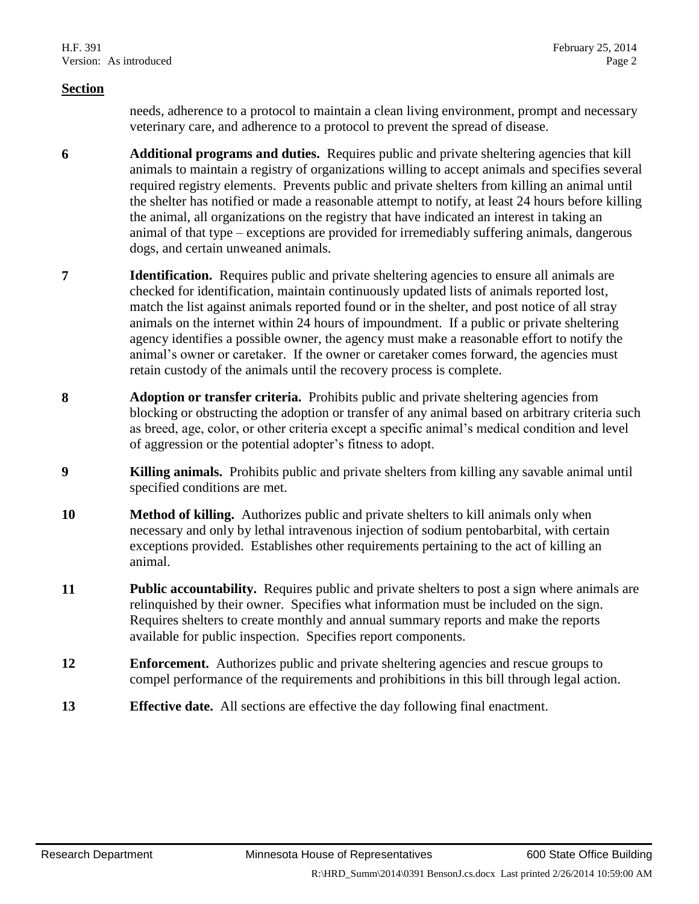**Section**

needs, adherence to a protocol to maintain a clean living environment, prompt and necessary veterinary care, and adherence to a protocol to prevent the spread of disease.

| | | |
|---|---|---|
| **6** | **Additional programs and duties.** Requires public and private sheltering agencies that kill animals to maintain a registry of organizations willing to accept animals and specifies several required registry elements. Prevents public and private shelters from killing an animal until the shelter has notified or made a reasonable attempt to notify, at least 24 hours before killing the animal, all organizations on the registry that have indicated an interest in taking an animal of that type – exceptions are provided for irremediably suffering animals, dangerous dogs, and certain unweaned animals. | |
| **7** | **Identification.** Requires public and private sheltering agencies to ensure all animals are checked for identification, maintain continuously updated lists of animals reported lost, match the list against animals reported found or in the shelter, and post notice of all stray animals on the internet within 24 hours of impoundment. If a public or private sheltering agency identifies a possible owner, the agency must make a reasonable effort to notify the animal's owner or caretaker. If the owner or caretaker comes forward, the agencies must retain custody of the animals until the recovery process is complete. | |
| **8** | **Adoption or transfer criteria.** Prohibits public and private sheltering agencies from blocking or obstructing the adoption or transfer of any animal based on arbitrary criteria such as breed, age, color, or other criteria except a specific animal's medical condition and level of aggression or the potential adopter's fitness to adopt. | |
| **9** | **Killing animals.** Prohibits public and private shelters from killing any savable animal until specified conditions are met. | |
| **10** | **Method of killing.** Authorizes public and private shelters to kill animals only when necessary and only by lethal intravenous injection of sodium pentobarbital, with certain exceptions provided. Establishes other requirements pertaining to the act of killing an animal. | |
| **11** | **Public accountability.** Requires public and private shelters to post a sign where animals are relinquished by their owner. Specifies what information must be included on the sign. Requires shelters to create monthly and annual summary reports and make the reports available for public inspection. Specifies report components. | |
| **12** | **Enforcement.** Authorizes public and private sheltering agencies and rescue groups to compel performance of the requirements and prohibitions in this bill through legal action. | |
| **13** | **Effective date.** All sections are effective the day following final enactment. | |